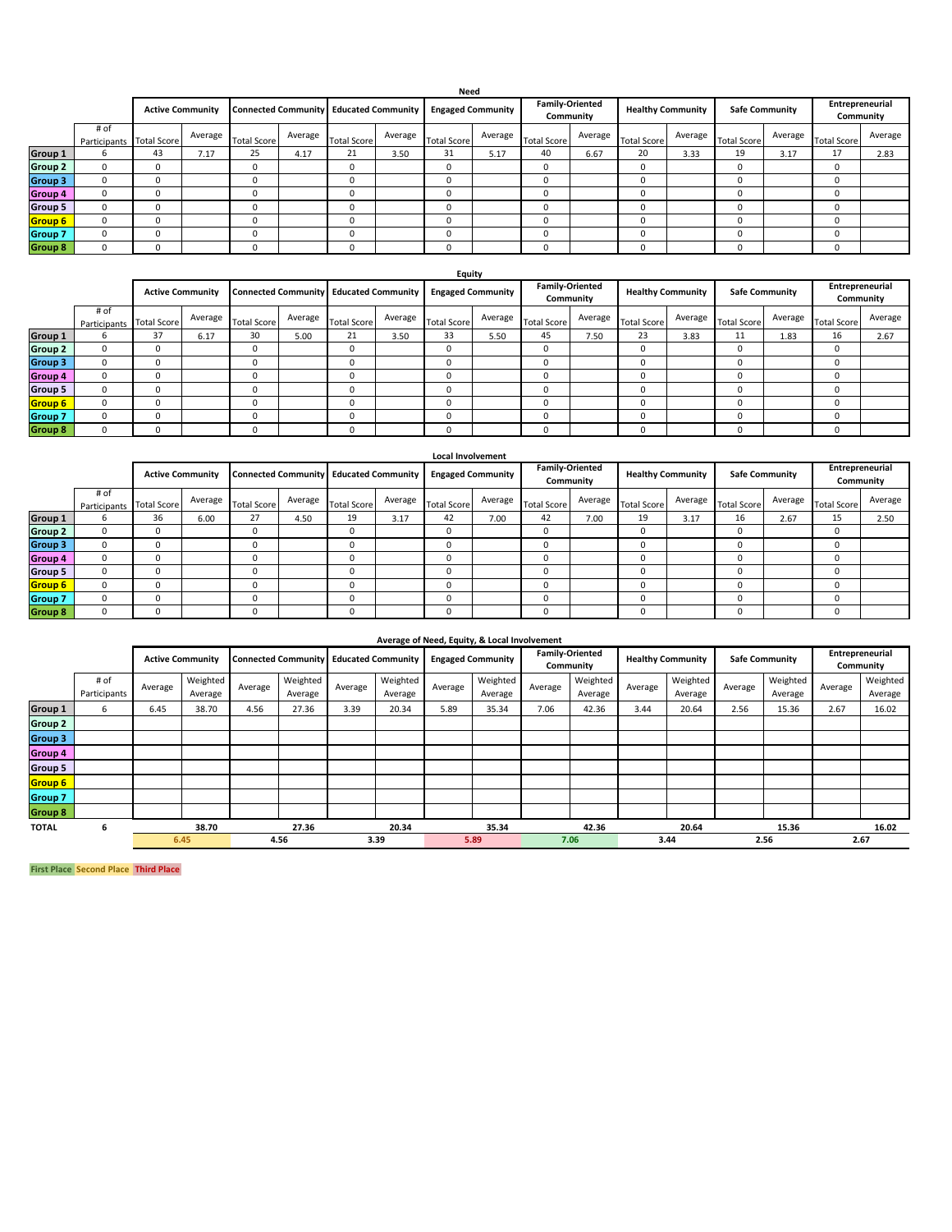## Need

| | # of Participants | Active Community | | Connected Community | | Educated Community | | Engaged Community | | Family-Oriented Community | | Healthy Community | | Safe Community | | Entrepreneurial Community | |
|---|---|---|---|---|---|---|---|---|---|---|---|---|---|---|---|---|---|
| | | Total Score | Average | Total Score | Average | Total Score | Average | Total Score | Average | Total Score | Average | Total Score | Average | Total Score | Average | Total Score | Average |
| Group 1 | 6 | 43 | 7.17 | 25 | 4.17 | 21 | 3.50 | 31 | 5.17 | 40 | 6.67 | 20 | 3.33 | 19 | 3.17 | 17 | 2.83 |
| Group 2 | 0 | 0 | | 0 | | 0 | | 0 | | 0 | | 0 | | 0 | | 0 | |
| Group 3 | 0 | 0 | | 0 | | 0 | | 0 | | 0 | | 0 | | 0 | | 0 | |
| Group 4 | 0 | 0 | | 0 | | 0 | | 0 | | 0 | | 0 | | 0 | | 0 | |
| Group 5 | 0 | 0 | | 0 | | 0 | | 0 | | 0 | | 0 | | 0 | | 0 | |
| Group 6 | 0 | 0 | | 0 | | 0 | | 0 | | 0 | | 0 | | 0 | | 0 | |
| Group 7 | 0 | 0 | | 0 | | 0 | | 0 | | 0 | | 0 | | 0 | | 0 | |
| Group 8 | 0 | 0 | | 0 | | 0 | | 0 | | 0 | | 0 | | 0 | | 0 | |

## Equity

| | # of Participants | Active Community | | Connected Community | | Educated Community | | Engaged Community | | Family-Oriented Community | | Healthy Community | | Safe Community | | Entrepreneurial Community | |
|---|---|---|---|---|---|---|---|---|---|---|---|---|---|---|---|---|---|
| | | Total Score | Average | Total Score | Average | Total Score | Average | Total Score | Average | Total Score | Average | Total Score | Average | Total Score | Average | Total Score | Average |
| Group 1 | 6 | 37 | 6.17 | 30 | 5.00 | 21 | 3.50 | 33 | 5.50 | 45 | 7.50 | 23 | 3.83 | 11 | 1.83 | 16 | 2.67 |
| Group 2 | 0 | 0 | | 0 | | 0 | | 0 | | 0 | | 0 | | 0 | | 0 | |
| Group 3 | 0 | 0 | | 0 | | 0 | | 0 | | 0 | | 0 | | 0 | | 0 | |
| Group 4 | 0 | 0 | | 0 | | 0 | | 0 | | 0 | | 0 | | 0 | | 0 | |
| Group 5 | 0 | 0 | | 0 | | 0 | | 0 | | 0 | | 0 | | 0 | | 0 | |
| Group 6 | 0 | 0 | | 0 | | 0 | | 0 | | 0 | | 0 | | 0 | | 0 | |
| Group 7 | 0 | 0 | | 0 | | 0 | | 0 | | 0 | | 0 | | 0 | | 0 | |
| Group 8 | 0 | 0 | | 0 | | 0 | | 0 | | 0 | | 0 | | 0 | | 0 | |

## Local Involvement

| | # of Participants | Active Community | | Connected Community | | Educated Community | | Engaged Community | | Family-Oriented Community | | Healthy Community | | Safe Community | | Entrepreneurial Community | |
|---|---|---|---|---|---|---|---|---|---|---|---|---|---|---|---|---|---|
| | | Total Score | Average | Total Score | Average | Total Score | Average | Total Score | Average | Total Score | Average | Total Score | Average | Total Score | Average | Total Score | Average |
| Group 1 | 6 | 36 | 6.00 | 27 | 4.50 | 19 | 3.17 | 42 | 7.00 | 42 | 7.00 | 19 | 3.17 | 16 | 2.67 | 15 | 2.50 |
| Group 2 | 0 | 0 | | 0 | | 0 | | 0 | | 0 | | 0 | | 0 | | 0 | |
| Group 3 | 0 | 0 | | 0 | | 0 | | 0 | | 0 | | 0 | | 0 | | 0 | |
| Group 4 | 0 | 0 | | 0 | | 0 | | 0 | | 0 | | 0 | | 0 | | 0 | |
| Group 5 | 0 | 0 | | 0 | | 0 | | 0 | | 0 | | 0 | | 0 | | 0 | |
| Group 6 | 0 | 0 | | 0 | | 0 | | 0 | | 0 | | 0 | | 0 | | 0 | |
| Group 7 | 0 | 0 | | 0 | | 0 | | 0 | | 0 | | 0 | | 0 | | 0 | |
| Group 8 | 0 | 0 | | 0 | | 0 | | 0 | | 0 | | 0 | | 0 | | 0 | |

## Average of Need, Equity, & Local Involvement

| | # of Participants | Active Community | | Connected Community | | Educated Community | | Engaged Community | | Family-Oriented Community | | Healthy Community | | Safe Community | | Entrepreneurial Community | |
|---|---|---|---|---|---|---|---|---|---|---|---|---|---|---|---|---|---|
| | | Average | Weighted Average | Average | Weighted Average | Average | Weighted Average | Average | Weighted Average | Average | Weighted Average | Average | Weighted Average | Average | Weighted Average | Average | Weighted Average |
| Group 1 | 6 | 6.45 | 38.70 | 4.56 | 27.36 | 3.39 | 20.34 | 5.89 | 35.34 | 7.06 | 42.36 | 3.44 | 20.64 | 2.56 | 15.36 | 2.67 | 16.02 |
| Group 2 | | | | | | | | | | | | | | | | | |
| Group 3 | | | | | | | | | | | | | | | | | |
| Group 4 | | | | | | | | | | | | | | | | | |
| Group 5 | | | | | | | | | | | | | | | | | |
| Group 6 | | | | | | | | | | | | | | | | | |
| Group 7 | | | | | | | | | | | | | | | | | |
| Group 8 | | | | | | | | | | | | | | | | | |
| TOTAL | 6 | | 38.70 | | 27.36 | | 20.34 | | 35.34 | | 42.36 | | 20.64 | | 15.36 | | 16.02 |
| | | 6.45 | | 4.56 | | 3.39 | | 5.89 | | 7.06 | | 3.44 | | 2.56 | | 2.67 | |

First Place | Second Place | Third Place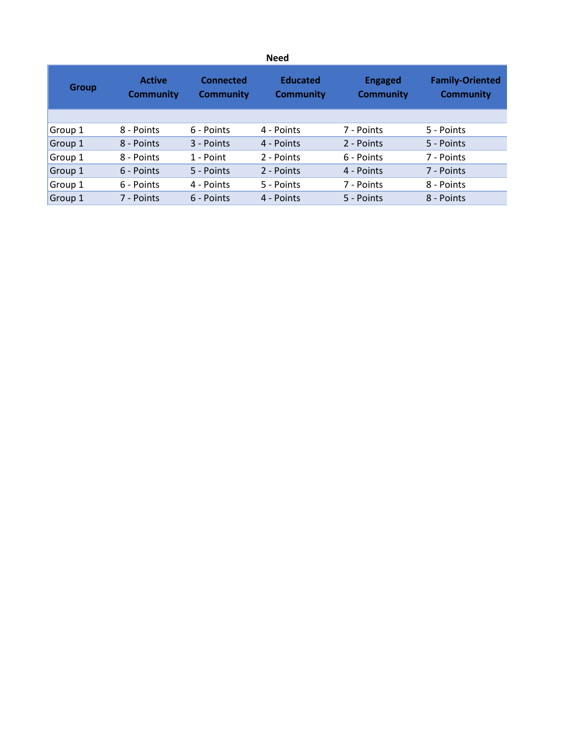**Need**

| Group | Active Community | Connected Community | Educated Community | Engaged Community | Family-Oriented Community |
|---|---|---|---|---|---|
| | | | | | |
| Group 1 | 8 - Points | 6 - Points | 4 - Points | 7 - Points | 5 - Points |
| Group 1 | 8 - Points | 3 - Points | 4 - Points | 2 - Points | 5 - Points |
| Group 1 | 8 - Points | 1 - Point | 2 - Points | 6 - Points | 7 - Points |
| Group 1 | 6 - Points | 5 - Points | 2 - Points | 4 - Points | 7 - Points |
| Group 1 | 6 - Points | 4 - Points | 5 - Points | 7 - Points | 8 - Points |
| Group 1 | 7 - Points | 6 - Points | 4 - Points | 5 - Points | 8 - Points |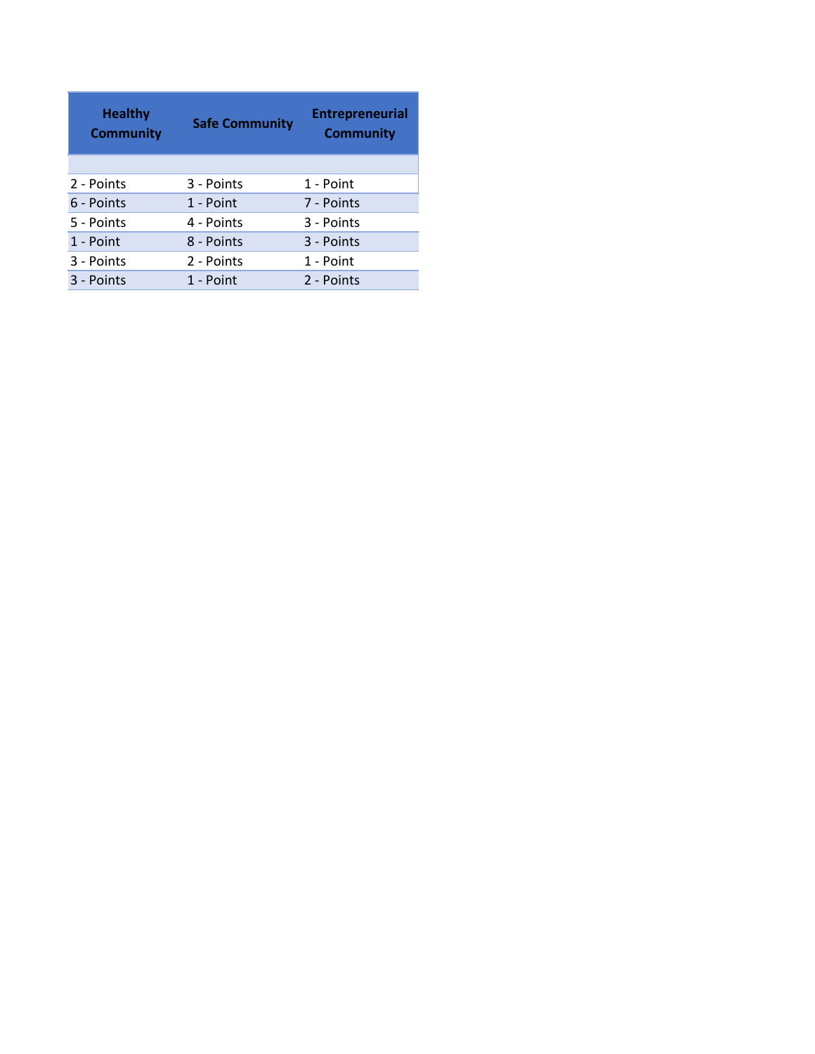| Healthy Community | Safe Community | Entrepreneurial Community |
|---|---|---|
| | | |
| 2 - Points | 3 - Points | 1 - Point |
| 6 - Points | 1 - Point | 7 - Points |
| 5 - Points | 4 - Points | 3 - Points |
| 1 - Point | 8 - Points | 3 - Points |
| 3 - Points | 2 - Points | 1 - Point |
| 3 - Points | 1 - Point | 2 - Points |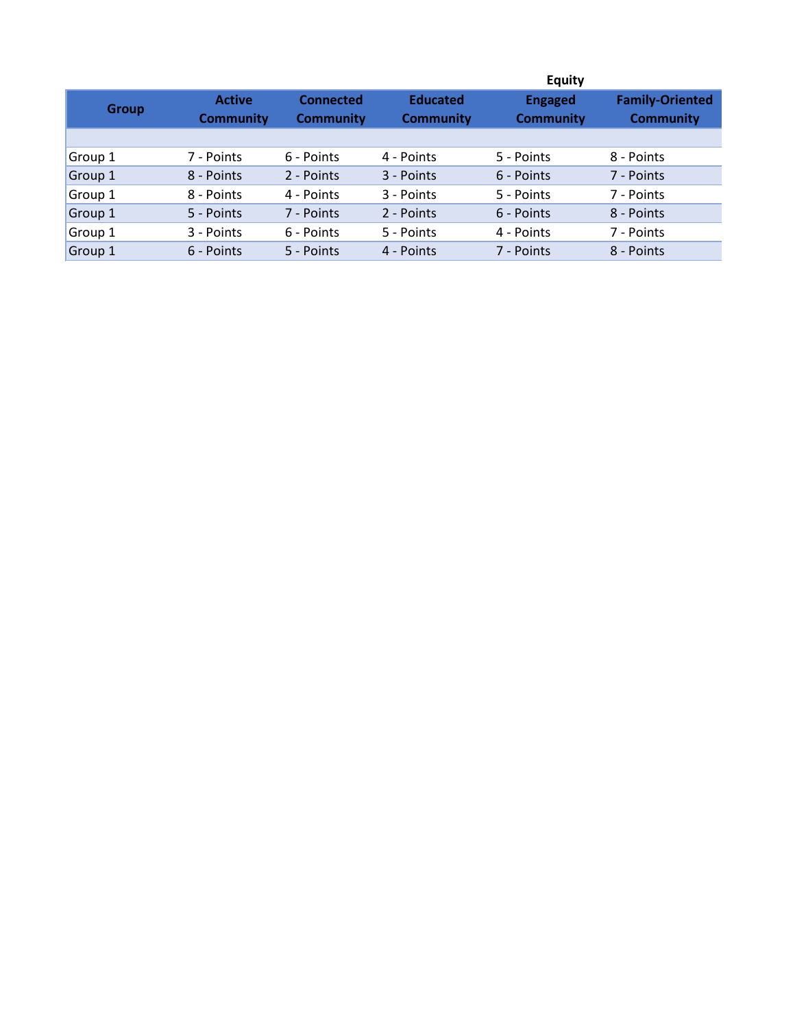**Equity**

| Group | Active Community | Connected Community | Educated Community | Engaged Community | Family-Oriented Community |
|---|---|---|---|---|---|
| | | | | | |
| Group 1 | 7 - Points | 6 - Points | 4 - Points | 5 - Points | 8 - Points |
| Group 1 | 8 - Points | 2 - Points | 3 - Points | 6 - Points | 7 - Points |
| Group 1 | 8 - Points | 4 - Points | 3 - Points | 5 - Points | 7 - Points |
| Group 1 | 5 - Points | 7 - Points | 2 - Points | 6 - Points | 8 - Points |
| Group 1 | 3 - Points | 6 - Points | 5 - Points | 4 - Points | 7 - Points |
| Group 1 | 6 - Points | 5 - Points | 4 - Points | 7 - Points | 8 - Points |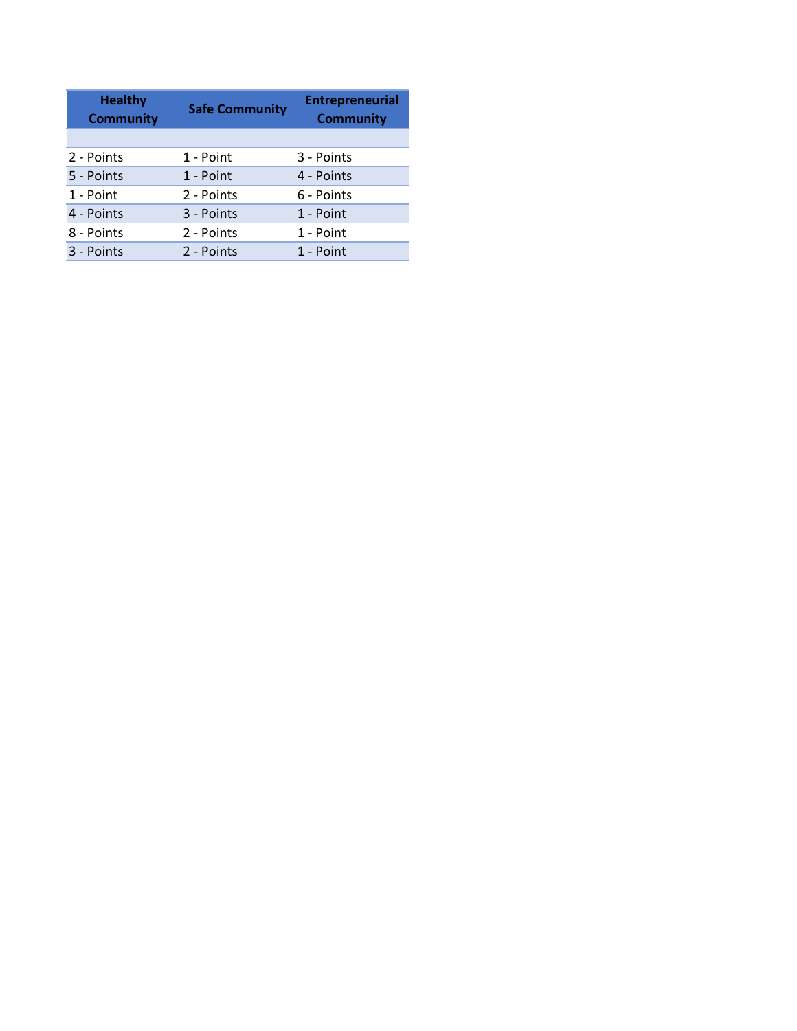| Healthy Community | Safe Community | Entrepreneurial Community |
|---|---|---|
| | | |
| 2 - Points | 1 - Point | 3 - Points |
| 5 - Points | 1 - Point | 4 - Points |
| 1 - Point | 2 - Points | 6 - Points |
| 4 - Points | 3 - Points | 1 - Point |
| 8 - Points | 2 - Points | 1 - Point |
| 3 - Points | 2 - Points | 1 - Point |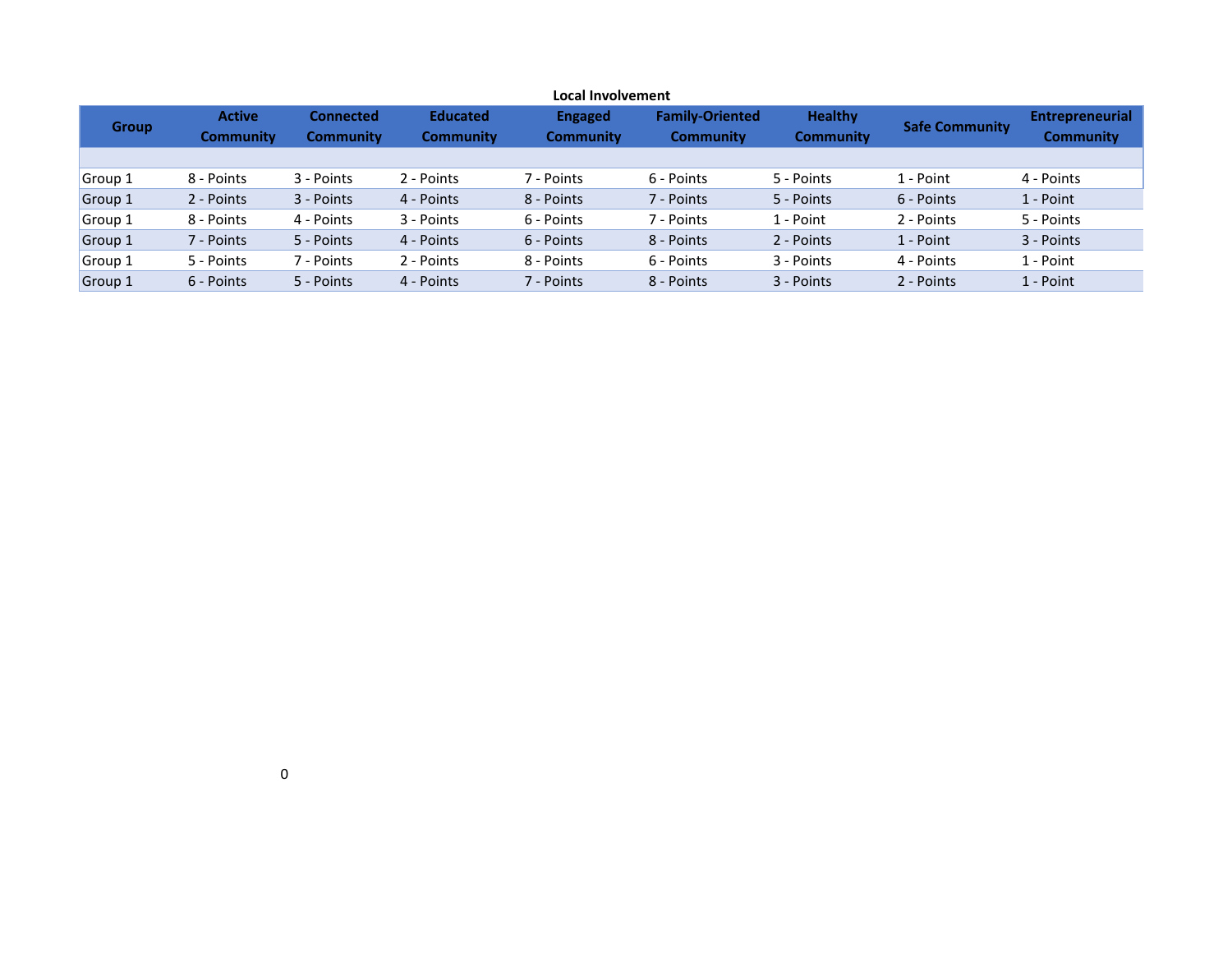**Local Involvement**

| Group | Active Community | Connected Community | Educated Community | Engaged Community | Family-Oriented Community | Healthy Community | Safe Community | Entrepreneurial Community |
|---|---|---|---|---|---|---|---|---|
| | | | | | | | | |
| Group 1 | 8 - Points | 3 - Points | 2 - Points | 7 - Points | 6 - Points | 5 - Points | 1 - Point | 4 - Points |
| Group 1 | 2 - Points | 3 - Points | 4 - Points | 8 - Points | 7 - Points | 5 - Points | 6 - Points | 1 - Point |
| Group 1 | 8 - Points | 4 - Points | 3 - Points | 6 - Points | 7 - Points | 1 - Point | 2 - Points | 5 - Points |
| Group 1 | 7 - Points | 5 - Points | 4 - Points | 6 - Points | 8 - Points | 2 - Points | 1 - Point | 3 - Points |
| Group 1 | 5 - Points | 7 - Points | 2 - Points | 8 - Points | 6 - Points | 3 - Points | 4 - Points | 1 - Point |
| Group 1 | 6 - Points | 5 - Points | 4 - Points | 7 - Points | 8 - Points | 3 - Points | 2 - Points | 1 - Point |

0